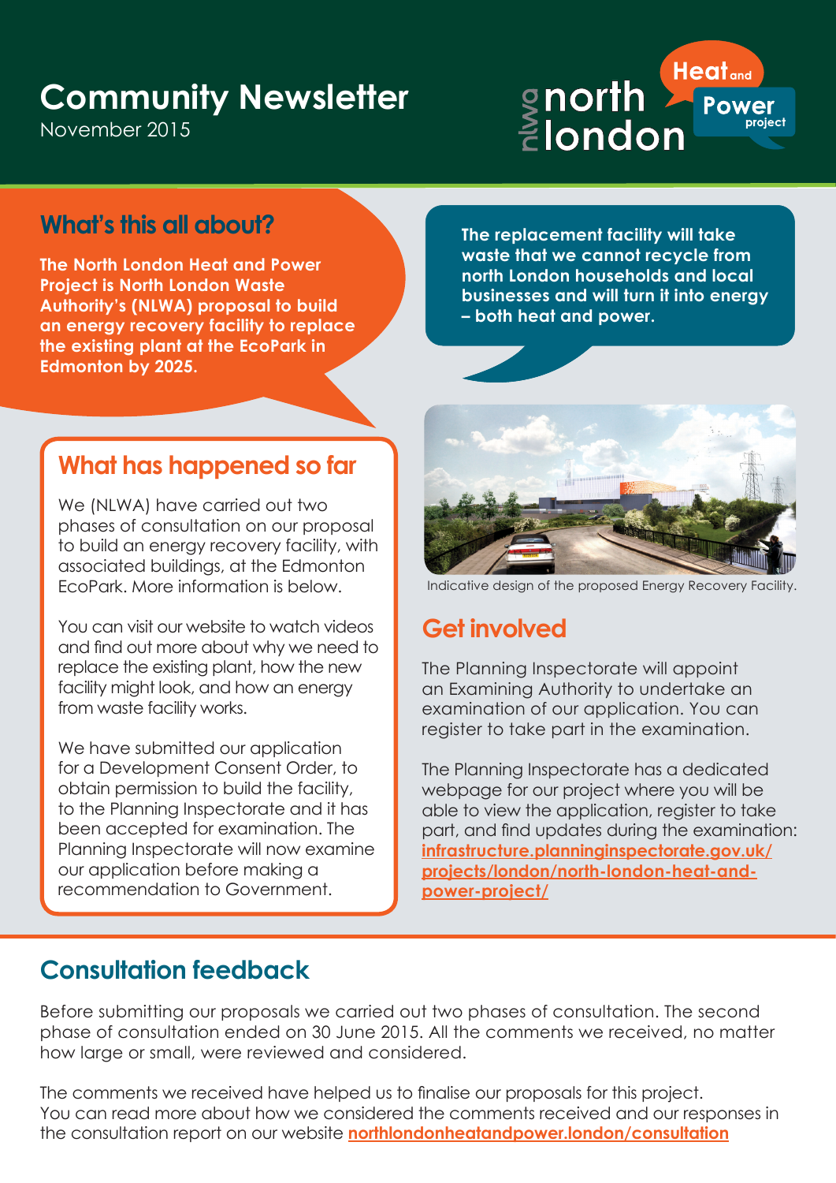# Community Newsletter

November 2015

nlwa north london Heat and Power project

## What's this all about?

**The North London Heat and Power Project is North London Waste Authority's (NLWA) proposal to build an energy recovery facility to replace the existing plant at the EcoPark in Edmonton by 2025.**

**The replacement facility will take waste that we cannot recycle from north London households and local businesses and will turn it into energy – both heat and power.**

## What has happened so far

We (NLWA) have carried out two phases of consultation on our proposal to build an energy recovery facility, with associated buildings, at the Edmonton EcoPark. More information is below.

You can visit our website to watch videos and find out more about why we need to replace the existing plant, how the new facility might look, and how an energy from waste facility works.

We have submitted our application for a Development Consent Order, to obtain permission to build the facility, to the Planning Inspectorate and it has been accepted for examination. The Planning Inspectorate will now examine our application before making a recommendation to Government.

Indicative design of the proposed Energy Recovery Facility.

## Get involved

The Planning Inspectorate will appoint an Examining Authority to undertake an examination of our application. You can register to take part in the examination.

The Planning Inspectorate has a dedicated webpage for our project where you will be able to view the application, register to take part, and find updates during the examination: **infrastructure.planninginspectorate.gov.uk/projects/london/north-london-heat-and-power-project/**

## Consultation feedback

Before submitting our proposals we carried out two phases of consultation. The second phase of consultation ended on 30 June 2015. All the comments we received, no matter how large or small, were reviewed and considered.

The comments we received have helped us to finalise our proposals for this project. You can read more about how we considered the comments received and our responses in the consultation report on our website **northlondonheatandpower.london/consultation**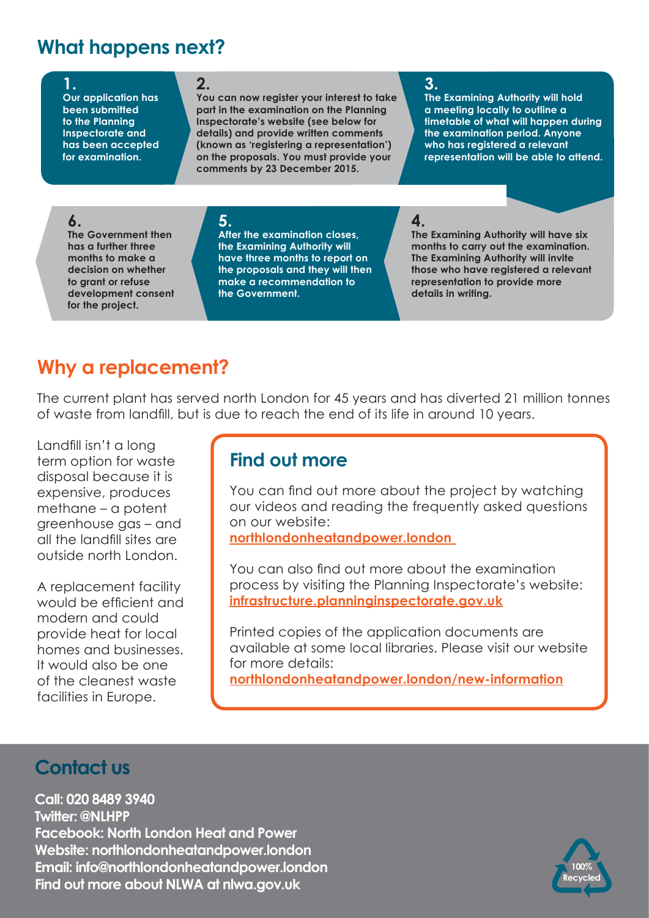## What happens next?

**1.** Our application has been submitted to the Planning Inspectorate and has been accepted for examination.

**2.** You can now register your interest to take part in the examination on the Planning Inspectorate's website (see below for details) and provide written comments (known as 'registering a representation') on the proposals. You must provide your comments by 23 December 2015.

**3.** The Examining Authority will hold a meeting locally to outline a timetable of what will happen during the examination period. Anyone who has registered a relevant representation will be able to attend.

**4.** The Examining Authority will have six months to carry out the examination. The Examining Authority will invite those who have registered a relevant representation to provide more details in writing.

**5.** After the examination closes, the Examining Authority will have three months to report on the proposals and they will then make a recommendation to the Government.

**6.** The Government then has a further three months to make a decision on whether to grant or refuse development consent for the project.

## Why a replacement?

The current plant has served north London for 45 years and has diverted 21 million tonnes of waste from landfill, but is due to reach the end of its life in around 10 years.

Landfill isn't a long term option for waste disposal because it is expensive, produces methane – a potent greenhouse gas – and all the landfill sites are outside north London.

A replacement facility would be efficient and modern and could provide heat for local homes and businesses. It would also be one of the cleanest waste facilities in Europe.

### Find out more

You can find out more about the project by watching our videos and reading the frequently asked questions on our website:
**northlondonheatandpower.london**

You can also find out more about the examination process by visiting the Planning Inspectorate's website:
**infrastructure.planninginspectorate.gov.uk**

Printed copies of the application documents are available at some local libraries. Please visit our website for more details:
**northlondonheatandpower.london/new-information**

## Contact us

**Call: 020 8489 3940**
**Twitter: @NLHPP**
**Facebook: North London Heat and Power**
**Website: northlondonheatandpower.london**
**Email: info@northlondonheatandpower.london**
**Find out more about NLWA at nlwa.gov.uk**

100% Recycled